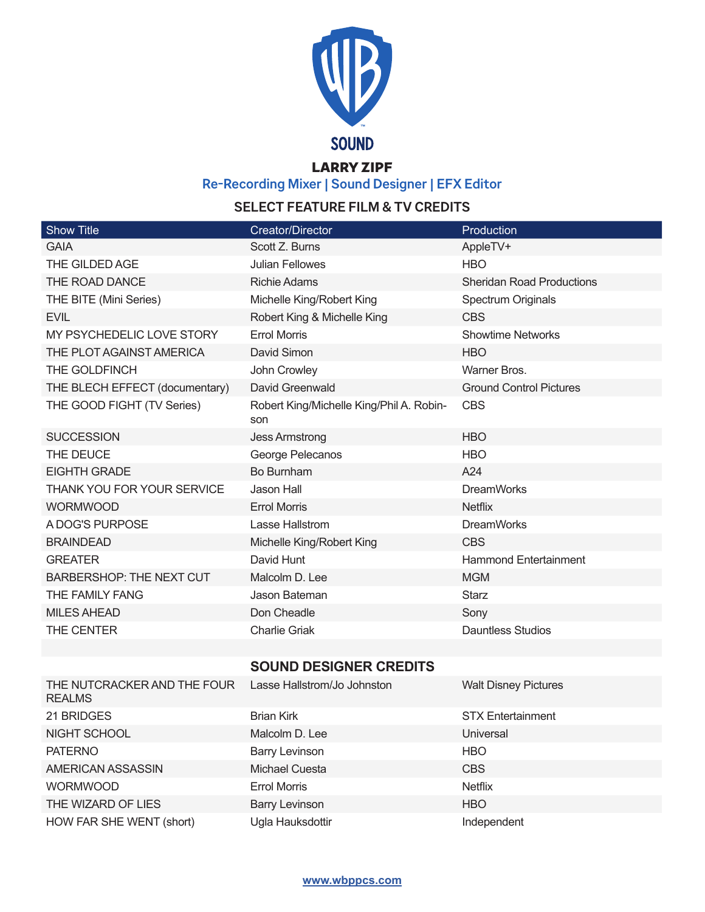SOUND

# LARRY ZIPF

**Re-Recording Mixer | Sound Designer | EFX Editor**

## SELECT FEATURE FILM & TV CREDITS

| Show Title | Creator/Director | Production |
|---|---|---|
| GAIA | Scott Z. Burns | AppleTV+ |
| THE GILDED AGE | Julian Fellowes | HBO |
| THE ROAD DANCE | Richie Adams | Sheridan Road Productions |
| THE BITE (Mini Series) | Michelle King/Robert King | Spectrum Originals |
| EVIL | Robert King & Michelle King | CBS |
| MY PSYCHEDELIC LOVE STORY | Errol Morris | Showtime Networks |
| THE PLOT AGAINST AMERICA | David Simon | HBO |
| THE GOLDFINCH | John Crowley | Warner Bros. |
| THE BLECH EFFECT (documentary) | David Greenwald | Ground Control Pictures |
| THE GOOD FIGHT (TV Series) | Robert King/Michelle King/Phil A. Robinson | CBS |
| SUCCESSION | Jess Armstrong | HBO |
| THE DEUCE | George Pelecanos | HBO |
| EIGHTH GRADE | Bo Burnham | A24 |
| THANK YOU FOR YOUR SERVICE | Jason Hall | DreamWorks |
| WORMWOOD | Errol Morris | Netflix |
| A DOG'S PURPOSE | Lasse Hallstrom | DreamWorks |
| BRAINDEAD | Michelle King/Robert King | CBS |
| GREATER | David Hunt | Hammond Entertainment |
| BARBERSHOP: THE NEXT CUT | Malcolm D. Lee | MGM |
| THE FAMILY FANG | Jason Bateman | Starz |
| MILES AHEAD | Don Cheadle | Sony |
| THE CENTER | Charlie Griak | Dauntless Studios |

## SOUND DESIGNER CREDITS

| Show Title | Creator/Director | Production |
|---|---|---|
| THE NUTCRACKER AND THE FOUR REALMS | Lasse Hallstrom/Jo Johnston | Walt Disney Pictures |
| 21 BRIDGES | Brian Kirk | STX Entertainment |
| NIGHT SCHOOL | Malcolm D. Lee | Universal |
| PATERNO | Barry Levinson | HBO |
| AMERICAN ASSASSIN | Michael Cuesta | CBS |
| WORMWOOD | Errol Morris | Netflix |
| THE WIZARD OF LIES | Barry Levinson | HBO |
| HOW FAR SHE WENT (short) | Ugla Hauksdottir | Independent |

www.wbppcs.com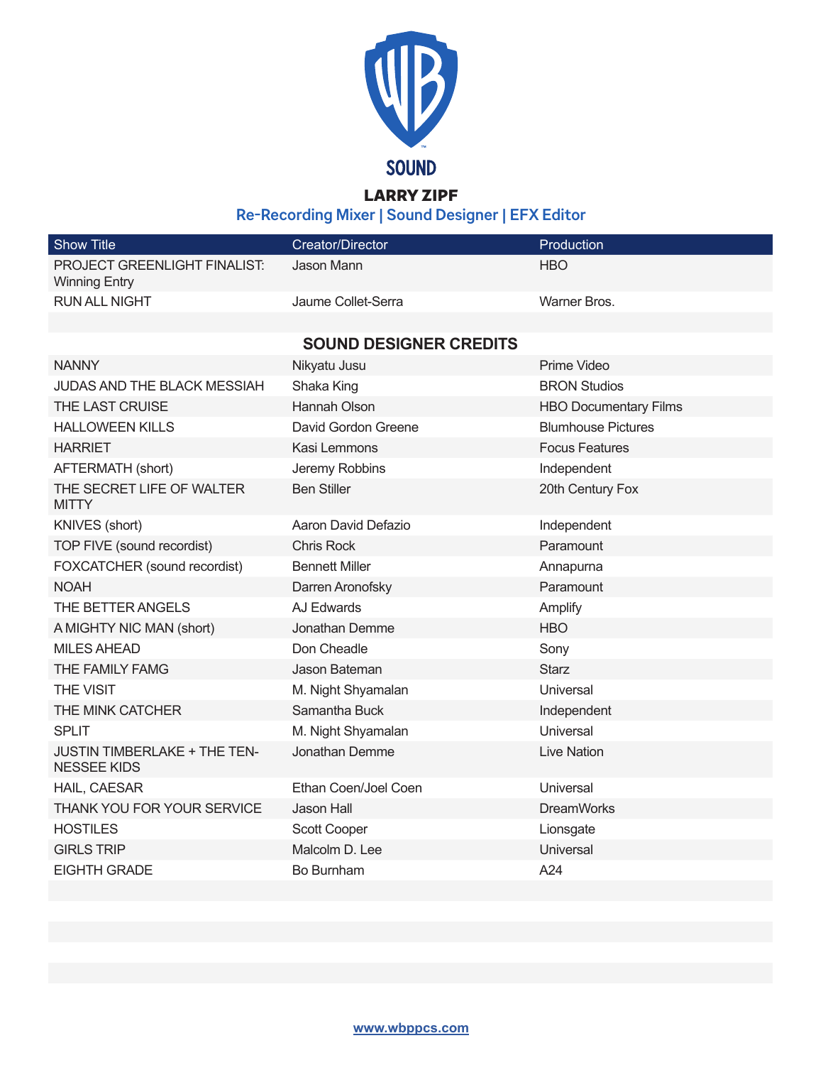SOUND

**LARRY ZIPF**

**Re-Recording Mixer | Sound Designer | EFX Editor**

| Show Title | Creator/Director | Production |
| --- | --- | --- |
| PROJECT GREENLIGHT FINALIST: Winning Entry | Jason Mann | HBO |
| RUN ALL NIGHT | Jaume Collet-Serra | Warner Bros. |
| | | |
| **SOUND DESIGNER CREDITS** | | |
| NANNY | Nikyatu Jusu | Prime Video |
| JUDAS AND THE BLACK MESSIAH | Shaka King | BRON Studios |
| THE LAST CRUISE | Hannah Olson | HBO Documentary Films |
| HALLOWEEN KILLS | David Gordon Greene | Blumhouse Pictures |
| HARRIET | Kasi Lemmons | Focus Features |
| AFTERMATH (short) | Jeremy Robbins | Independent |
| THE SECRET LIFE OF WALTER MITTY | Ben Stiller | 20th Century Fox |
| KNIVES (short) | Aaron David Defazio | Independent |
| TOP FIVE (sound recordist) | Chris Rock | Paramount |
| FOXCATCHER (sound recordist) | Bennett Miller | Annapurna |
| NOAH | Darren Aronofsky | Paramount |
| THE BETTER ANGELS | AJ Edwards | Amplify |
| A MIGHTY NIC MAN (short) | Jonathan Demme | HBO |
| MILES AHEAD | Don Cheadle | Sony |
| THE FAMILY FAMG | Jason Bateman | Starz |
| THE VISIT | M. Night Shyamalan | Universal |
| THE MINK CATCHER | Samantha Buck | Independent |
| SPLIT | M. Night Shyamalan | Universal |
| JUSTIN TIMBERLAKE + THE TEN-NESSEE KIDS | Jonathan Demme | Live Nation |
| HAIL, CAESAR | Ethan Coen/Joel Coen | Universal |
| THANK YOU FOR YOUR SERVICE | Jason Hall | DreamWorks |
| HOSTILES | Scott Cooper | Lionsgate |
| GIRLS TRIP | Malcolm D. Lee | Universal |
| EIGHTH GRADE | Bo Burnham | A24 |

www.wbppcs.com